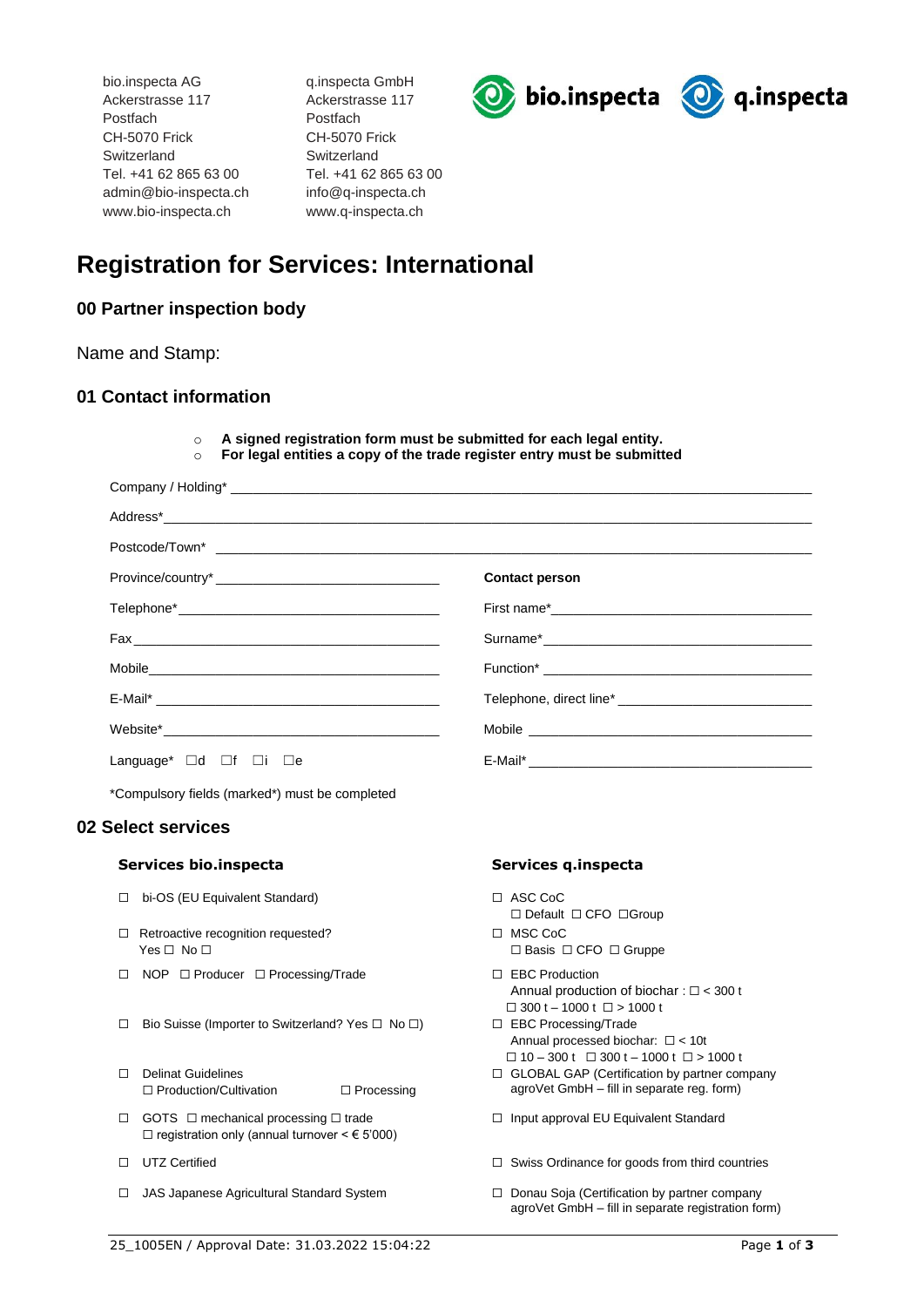bio.inspecta AG
Ackerstrasse 117
Postfach
CH-5070 Frick
Switzerland
Tel. +41 62 865 63 00
admin@bio-inspecta.ch
www.bio-inspecta.ch

q.inspecta GmbH
Ackerstrasse 117
Postfach
CH-5070 Frick
Switzerland
Tel. +41 62 865 63 00
info@q-inspecta.ch
www.q-inspecta.ch

bio.inspecta q.inspecta

# Registration for Services: International

## 00 Partner inspection body

Name and Stamp:

## 01 Contact information

- **A signed registration form must be submitted for each legal entity.**
- **For legal entities a copy of the trade register entry must be submitted**

Company / Holding* ______________________________

Address* ______________________________

Postcode/Town* ______________________________

Province/country* ______________________________

Telephone* ______________________________

Fax ______________________________

Mobile ______________________________

E-Mail* ______________________________

Website* ______________________________

Language* ☐d ☐f ☐i ☐e

**Contact person**

First name* ______________________________

Surname* ______________________________

Function* ______________________________

Telephone, direct line* ______________________________

Mobile ______________________________

E-Mail* ______________________________

*Compulsory fields (marked*) must be completed

## 02 Select services

### Services bio.inspecta

- ☐ bi-OS (EU Equivalent Standard)
- ☐ Retroactive recognition requested? Yes ☐ No ☐
- ☐ NOP ☐ Producer ☐ Processing/Trade
- ☐ Bio Suisse (Importer to Switzerland? Yes ☐ No ☐)
- ☐ Delinat Guidelines
  ☐ Production/Cultivation ☐ Processing
- ☐ GOTS ☐ mechanical processing ☐ trade
  ☐ registration only (annual turnover < € 5'000)
- ☐ UTZ Certified
- ☐ JAS Japanese Agricultural Standard System

### Services q.inspecta

- ☐ ASC CoC
  ☐ Default ☐ CFO ☐Group
- ☐ MSC CoC
  ☐ Basis ☐ CFO ☐ Gruppe
- ☐ EBC Production
  Annual production of biochar : ☐ < 300 t
  ☐ 300 t – 1000 t ☐ > 1000 t
- ☐ EBC Processing/Trade
  Annual processed biochar: ☐ < 10t
  ☐ 10 – 300 t ☐ 300 t – 1000 t ☐ > 1000 t
- ☐ GLOBAL GAP (Certification by partner company agroVet GmbH – fill in separate reg. form)
- ☐ Input approval EU Equivalent Standard
- ☐ Swiss Ordinance for goods from third countries
- ☐ Donau Soja (Certification by partner company agroVet GmbH – fill in separate registration form)

25_1005EN / Approval Date: 31.03.2022 15:04:22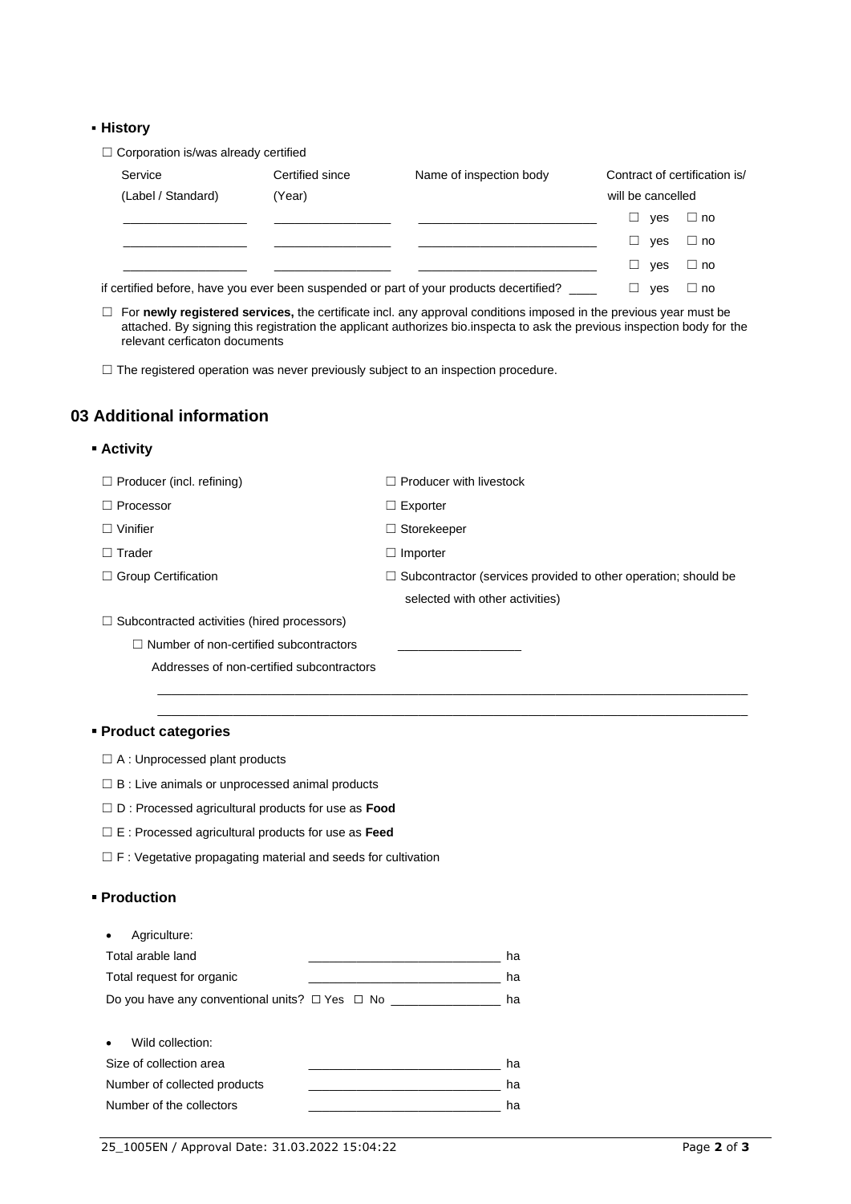- **History**

☐ Corporation is/was already certified

| Service (Label / Standard) | Certified since (Year) | Name of inspection body | Contract of certification is/ will be cancelled |
|---|---|---|---|
| __________________ | _________________ | __________________________ | ☐ yes ☐ no |
| __________________ | _________________ | __________________________ | ☐ yes ☐ no |
| __________________ | _________________ | __________________________ | ☐ yes ☐ no |

if certified before, have you ever been suspended or part of your products decertified? ____ ☐ yes ☐ no

☐ For **newly registered services,** the certificate incl. any approval conditions imposed in the previous year must be attached. By signing this registration the applicant authorizes bio.inspecta to ask the previous inspection body for the relevant cerficaton documents

☐ The registered operation was never previously subject to an inspection procedure.

## 03 Additional information

- **Activity**

☐ Producer (incl. refining)

☐ Producer with livestock

☐ Processor

☐ Exporter

☐ Vinifier

☐ Storekeeper

☐ Trader

☐ Importer

☐ Group Certification

☐ Subcontractor (services provided to other operation; should be selected with other activities)

☐ Subcontracted activities (hired processors)

☐ Number of non-certified subcontractors __________________

Addresses of non-certified subcontractors

________________________________________________________________________________________

________________________________________________________________________________________

- **Product categories**

☐ A : Unprocessed plant products

☐ B : Live animals or unprocessed animal products

☐ D : Processed agricultural products for use as **Food**

☐ E : Processed agricultural products for use as **Feed**

☐ F : Vegetative propagating material and seeds for cultivation

- **Production**

- Agriculture:

Total arable land ____________________________ ha

Total request for organic ____________________________ ha

Do you have any conventional units? ☐ Yes ☐ No ________________ ha

- Wild collection:

Size of collection area ____________________________ ha

Number of collected products ____________________________ ha

Number of the collectors ____________________________ ha

25_1005EN / Approval Date: 31.03.2022 15:04:22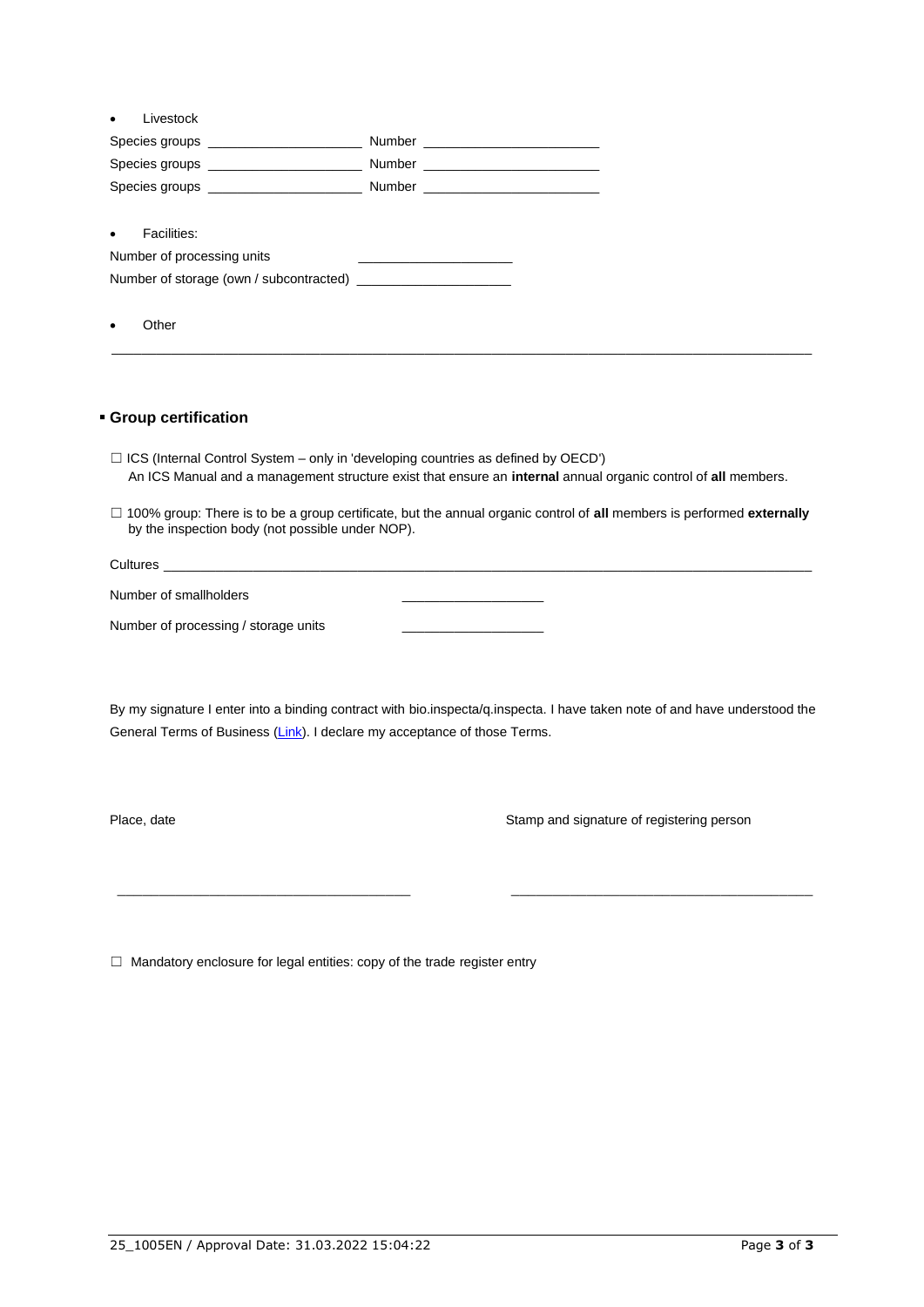- Livestock

Species groups ____________________ Number ______________________

Species groups ____________________ Number ______________________

Species groups ____________________ Number ______________________

- Facilities:

Number of processing units ____________________

Number of storage (own / subcontracted) ____________________

- Other

______________________________________________________________________________________

## ▪ Group certification

☐ ICS (Internal Control System – only in 'developing countries as defined by OECD')
An ICS Manual and a management structure exist that ensure an **internal** annual organic control of **all** members.

☐ 100% group: There is to be a group certificate, but the annual organic control of **all** members is performed **externally** by the inspection body (not possible under NOP).

Cultures ______________________________________________________________________________

Number of smallholders ____________________

Number of processing / storage units ____________________

By my signature I enter into a binding contract with bio.inspecta/q.inspecta. I have taken note of and have understood the General Terms of Business (Link). I declare my acceptance of those Terms.

Place, date

Stamp and signature of registering person

______________________________________ ______________________________________

☐ Mandatory enclosure for legal entities: copy of the trade register entry

25_1005EN / Approval Date: 31.03.2022 15:04:22